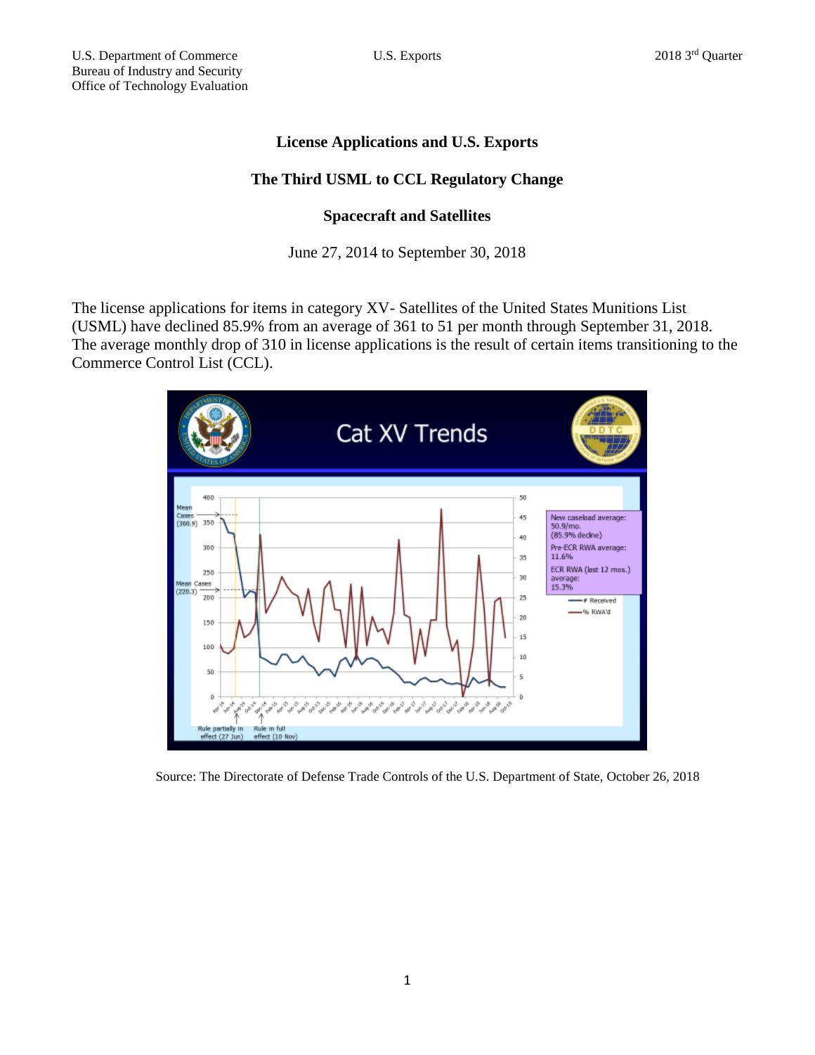U.S. Department of Commerce
Bureau of Industry and Security
Office of Technology Evaluation

# License Applications and U.S. Exports

## The Third USML to CCL Regulatory Change

## Spacecraft and Satellites

June 27, 2014 to September 30, 2018

The license applications for items in category XV- Satellites of the United States Munitions List (USML) have declined 85.9% from an average of 361 to 51 per month through September 31, 2018. The average monthly drop of 310 in license applications is the result of certain items transitioning to the Commerce Control List (CCL).

Source: The Directorate of Defense Trade Controls of the U.S. Department of State, October 26, 2018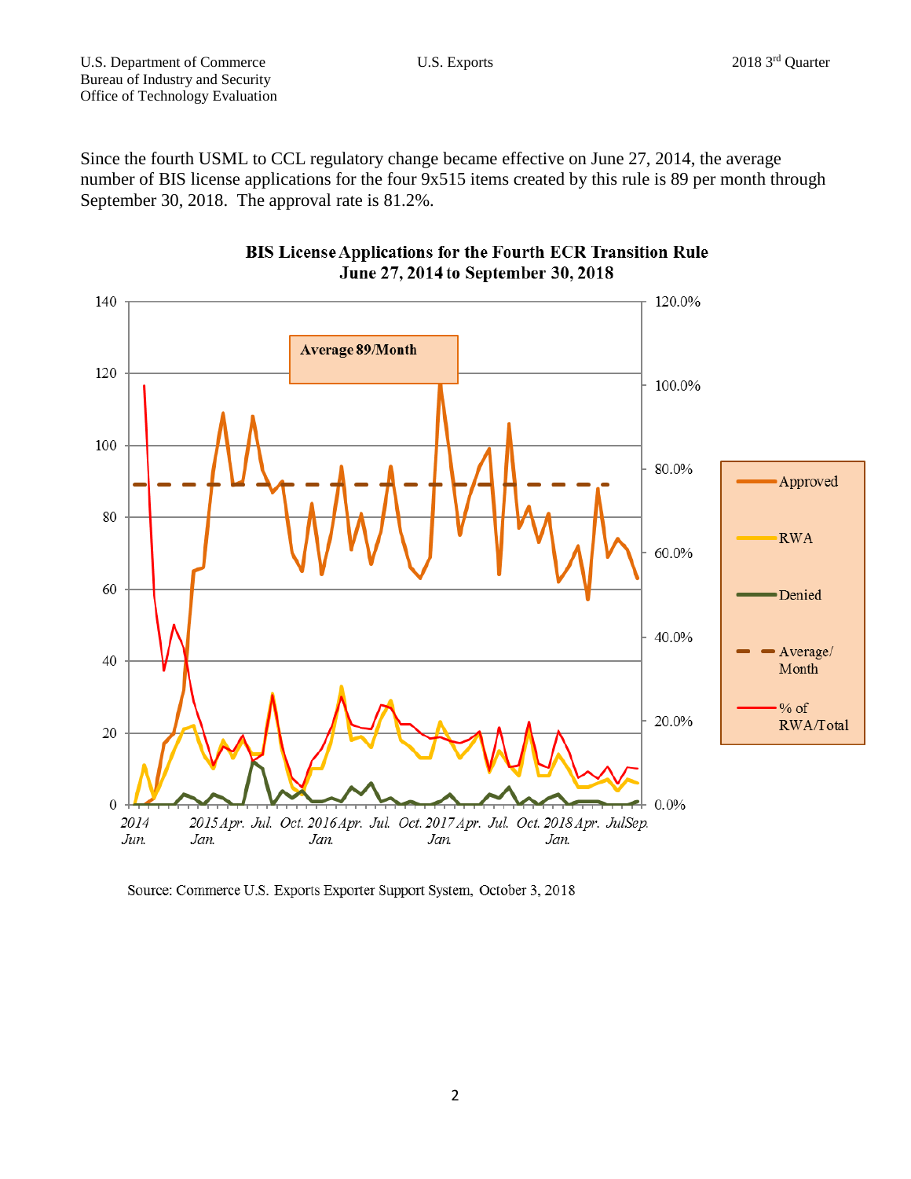Since the fourth USML to CCL regulatory change became effective on June 27, 2014, the average number of BIS license applications for the four 9x515 items created by this rule is 89 per month through September 30, 2018. The approval rate is 81.2%.

**BIS License Applications for the Fourth ECR Transition Rule**
**June 27, 2014 to September 30, 2018**

Source: Commerce U.S. Exports Exporter Support System, October 3, 2018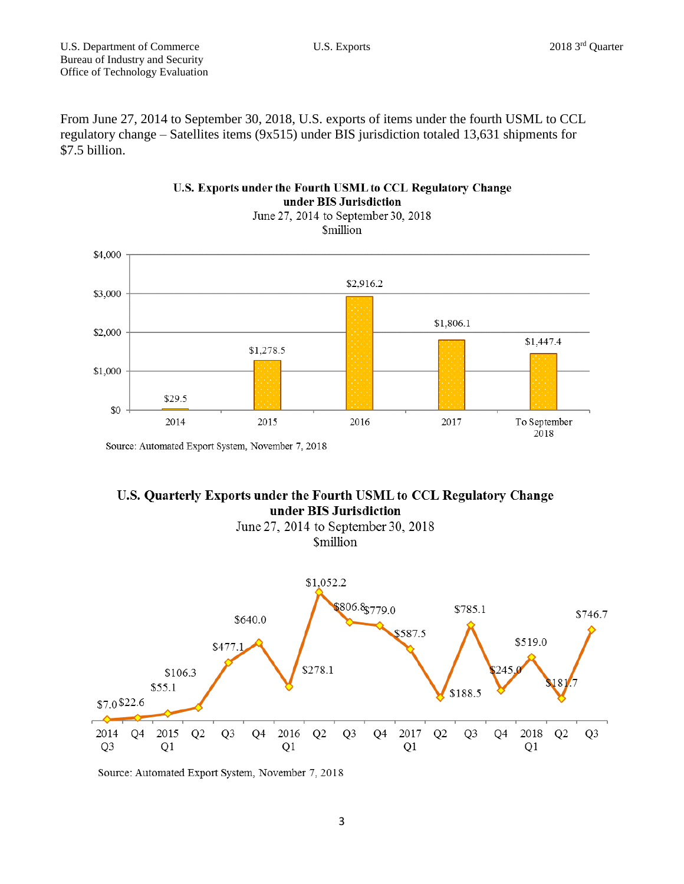From June 27, 2014 to September 30, 2018, U.S. exports of items under the fourth USML to CCL regulatory change – Satellites items (9x515) under BIS jurisdiction totaled 13,631 shipments for $7.5 billion.

**U.S. Exports under the Fourth USML to CCL Regulatory Change under BIS Jurisdiction**
June 27, 2014 to September 30, 2018
$million

| Year | $million |
|---|---|
| 2014 | $29.5 |
| 2015 | $1,278.5 |
| 2016 | $2,916.2 |
| 2017 | $1,806.1 |
| To September 2018 | $1,447.4 |

Source: Automated Export System, November 7, 2018

**U.S. Quarterly Exports under the Fourth USML to CCL Regulatory Change under BIS Jurisdiction**
June 27, 2014 to September 30, 2018
$million

| Quarter | $million |
|---|---|
| 2014 Q3 | $7.0 |
| Q4 | $22.6 |
| 2015 Q1 | $55.1 |
| Q2 | $106.3 |
| Q3 | $477.1 |
| Q4 | $640.0 |
| 2016 Q1 | $278.1 |
| Q2 | $1,052.2 |
| Q3 | $806.8 |
| Q4 | $779.0 |
| 2017 Q1 | $587.5 |
| Q2 | $188.5 |
| Q3 | $785.1 |
| Q4 | $245.0 |
| 2018 Q1 | $519.0 |
| Q2 | $181.7 |
| Q3 | $746.7 |

Source: Automated Export System, November 7, 2018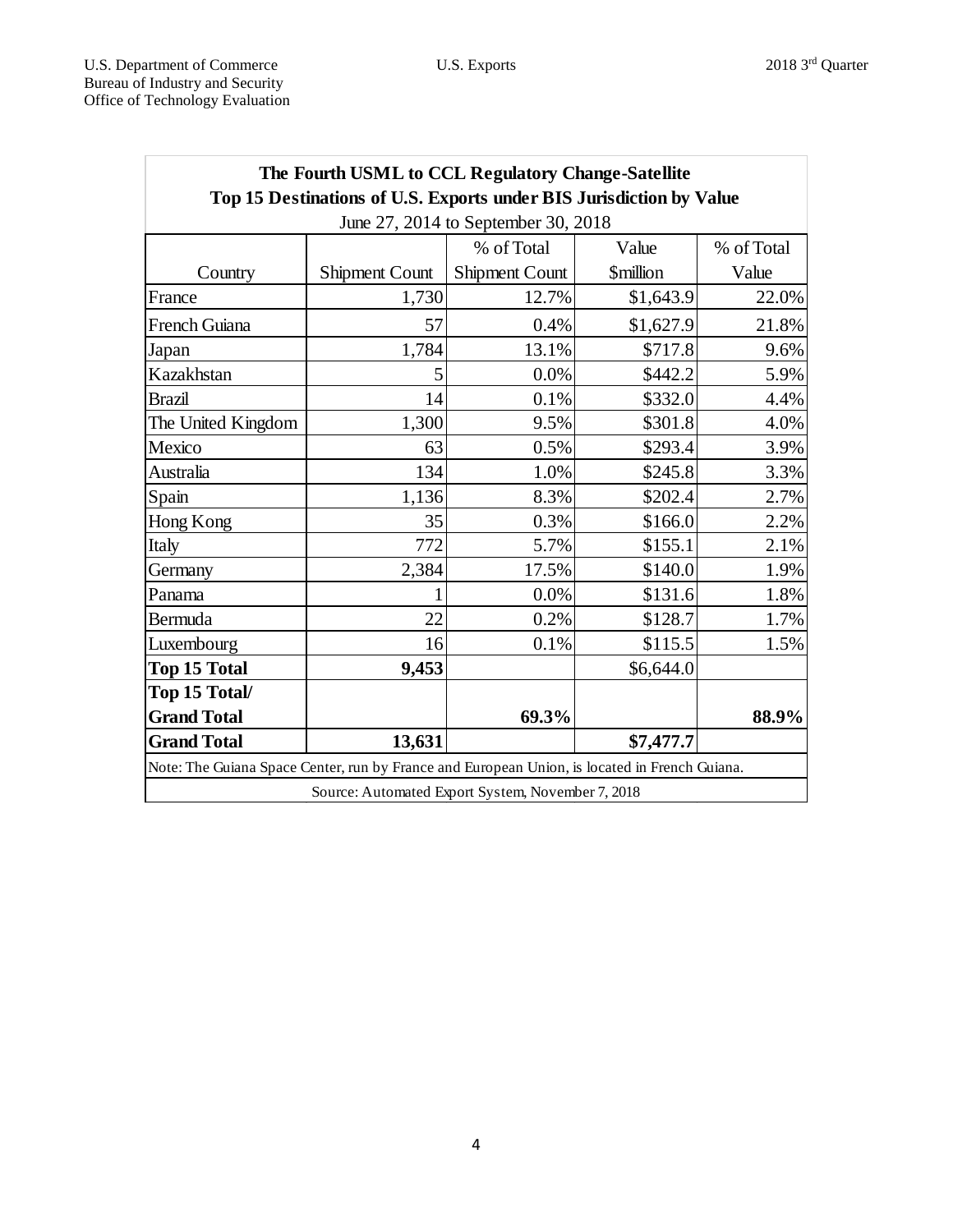**The Fourth USML to CCL Regulatory Change-Satellite**

**Top 15 Destinations of U.S. Exports under BIS Jurisdiction by Value**

June 27, 2014 to September 30, 2018

| Country | Shipment Count | % of Total Shipment Count | Value $million | % of Total Value |
|---|---|---|---|---|
| France | 1,730 | 12.7% | $1,643.9 | 22.0% |
| French Guiana | 57 | 0.4% | $1,627.9 | 21.8% |
| Japan | 1,784 | 13.1% | $717.8 | 9.6% |
| Kazakhstan | 5 | 0.0% | $442.2 | 5.9% |
| Brazil | 14 | 0.1% | $332.0 | 4.4% |
| The United Kingdom | 1,300 | 9.5% | $301.8 | 4.0% |
| Mexico | 63 | 0.5% | $293.4 | 3.9% |
| Australia | 134 | 1.0% | $245.8 | 3.3% |
| Spain | 1,136 | 8.3% | $202.4 | 2.7% |
| Hong Kong | 35 | 0.3% | $166.0 | 2.2% |
| Italy | 772 | 5.7% | $155.1 | 2.1% |
| Germany | 2,384 | 17.5% | $140.0 | 1.9% |
| Panama | 1 | 0.0% | $131.6 | 1.8% |
| Bermuda | 22 | 0.2% | $128.7 | 1.7% |
| Luxembourg | 16 | 0.1% | $115.5 | 1.5% |
| **Top 15 Total** | **9,453** | | $6,644.0 | |
| **Top 15 Total/ Grand Total** | | **69.3%** | | **88.9%** |
| **Grand Total** | **13,631** | | **$7,477.7** | |

Note: The Guiana Space Center, run by France and European Union, is located in French Guiana.

Source: Automated Export System, November 7, 2018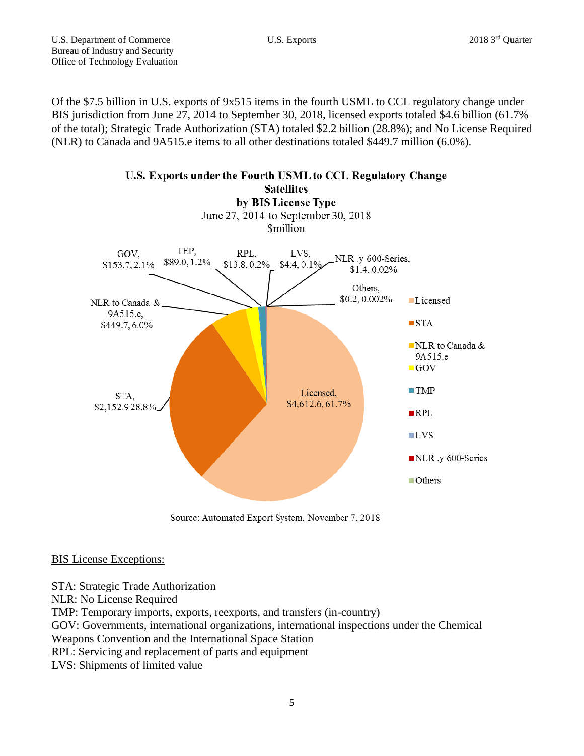Of the $7.5 billion in U.S. exports of 9x515 items in the fourth USML to CCL regulatory change under BIS jurisdiction from June 27, 2014 to September 30, 2018, licensed exports totaled $4.6 billion (61.7% of the total); Strategic Trade Authorization (STA) totaled $2.2 billion (28.8%); and No License Required (NLR) to Canada and 9A515.e items to all other destinations totaled $449.7 million (6.0%).

**U.S. Exports under the Fourth USML to CCL Regulatory Change**
**Satellites**
**by BIS License Type**
June 27, 2014 to September 30, 2018
$million

GOV, $153.7, 2.1%
TEP, $89.0, 1.2%
RPL, $13.8, 0.2%
LVS, $4.4, 0.1%
NLR .y 600-Series, $1.4, 0.02%
Others, $0.2, 0.002%
NLR to Canada & 9A515.e, $449.7, 6.0%
STA, $2,152.9 28.8%
Licensed, $4,612.6, 61.7%

Licensed
STA
NLR to Canada & 9A515.e
GOV
TMP
RPL
LVS
NLR .y 600-Series
Others

Source: Automated Export System, November 7, 2018

BIS License Exceptions:

STA: Strategic Trade Authorization
NLR: No License Required
TMP: Temporary imports, exports, reexports, and transfers (in-country)
GOV: Governments, international organizations, international inspections under the Chemical Weapons Convention and the International Space Station
RPL: Servicing and replacement of parts and equipment
LVS: Shipments of limited value